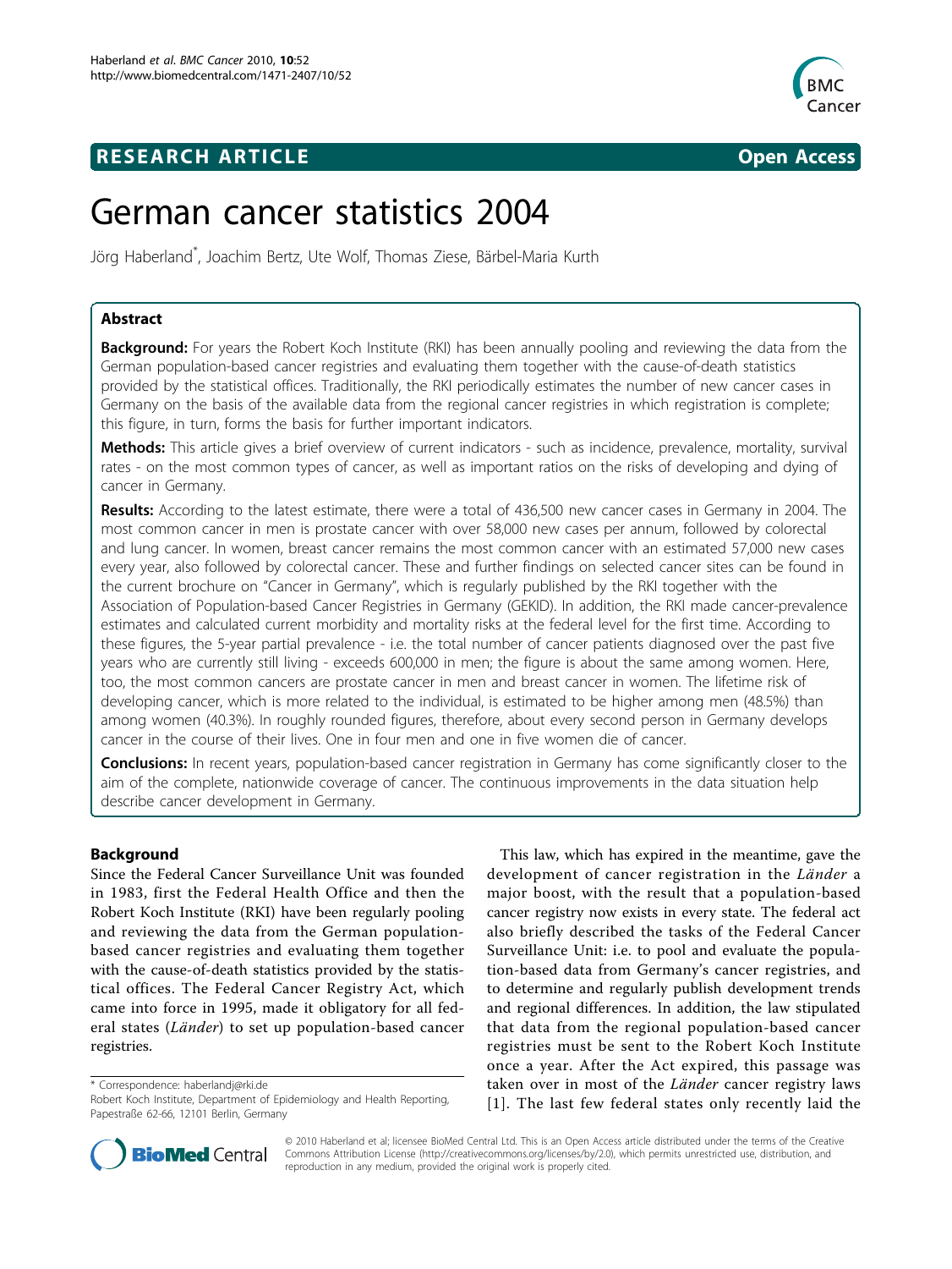RESEARCH ARTICLE

Open Access

# German cancer statistics 2004

Jörg Haberland*, Joachim Bertz, Ute Wolf, Thomas Ziese, Bärbel-Maria Kurth

## Abstract

**Background:** For years the Robert Koch Institute (RKI) has been annually pooling and reviewing the data from the German population-based cancer registries and evaluating them together with the cause-of-death statistics provided by the statistical offices. Traditionally, the RKI periodically estimates the number of new cancer cases in Germany on the basis of the available data from the regional cancer registries in which registration is complete; this figure, in turn, forms the basis for further important indicators.

**Methods:** This article gives a brief overview of current indicators - such as incidence, prevalence, mortality, survival rates - on the most common types of cancer, as well as important ratios on the risks of developing and dying of cancer in Germany.

**Results:** According to the latest estimate, there were a total of 436,500 new cancer cases in Germany in 2004. The most common cancer in men is prostate cancer with over 58,000 new cases per annum, followed by colorectal and lung cancer. In women, breast cancer remains the most common cancer with an estimated 57,000 new cases every year, also followed by colorectal cancer. These and further findings on selected cancer sites can be found in the current brochure on "Cancer in Germany", which is regularly published by the RKI together with the Association of Population-based Cancer Registries in Germany (GEKID). In addition, the RKI made cancer-prevalence estimates and calculated current morbidity and mortality risks at the federal level for the first time. According to these figures, the 5-year partial prevalence - i.e. the total number of cancer patients diagnosed over the past five years who are currently still living - exceeds 600,000 in men; the figure is about the same among women. Here, too, the most common cancers are prostate cancer in men and breast cancer in women. The lifetime risk of developing cancer, which is more related to the individual, is estimated to be higher among men (48.5%) than among women (40.3%). In roughly rounded figures, therefore, about every second person in Germany develops cancer in the course of their lives. One in four men and one in five women die of cancer.

**Conclusions:** In recent years, population-based cancer registration in Germany has come significantly closer to the aim of the complete, nationwide coverage of cancer. The continuous improvements in the data situation help describe cancer development in Germany.

## Background

Since the Federal Cancer Surveillance Unit was founded in 1983, first the Federal Health Office and then the Robert Koch Institute (RKI) have been regularly pooling and reviewing the data from the German population-based cancer registries and evaluating them together with the cause-of-death statistics provided by the statistical offices. The Federal Cancer Registry Act, which came into force in 1995, made it obligatory for all federal states (*Länder*) to set up population-based cancer registries.

This law, which has expired in the meantime, gave the development of cancer registration in the *Länder* a major boost, with the result that a population-based cancer registry now exists in every state. The federal act also briefly described the tasks of the Federal Cancer Surveillance Unit: i.e. to pool and evaluate the population-based data from Germany's cancer registries, and to determine and regularly publish development trends and regional differences. In addition, the law stipulated that data from the regional population-based cancer registries must be sent to the Robert Koch Institute once a year. After the Act expired, this passage was taken over in most of the *Länder* cancer registry laws [1]. The last few federal states only recently laid the

* Correspondence: haberlandj@rki.de
Robert Koch Institute, Department of Epidemiology and Health Reporting, Papestraße 62-66, 12101 Berlin, Germany

© 2010 Haberland et al; licensee BioMed Central Ltd. This is an Open Access article distributed under the terms of the Creative Commons Attribution License (http://creativecommons.org/licenses/by/2.0), which permits unrestricted use, distribution, and reproduction in any medium, provided the original work is properly cited.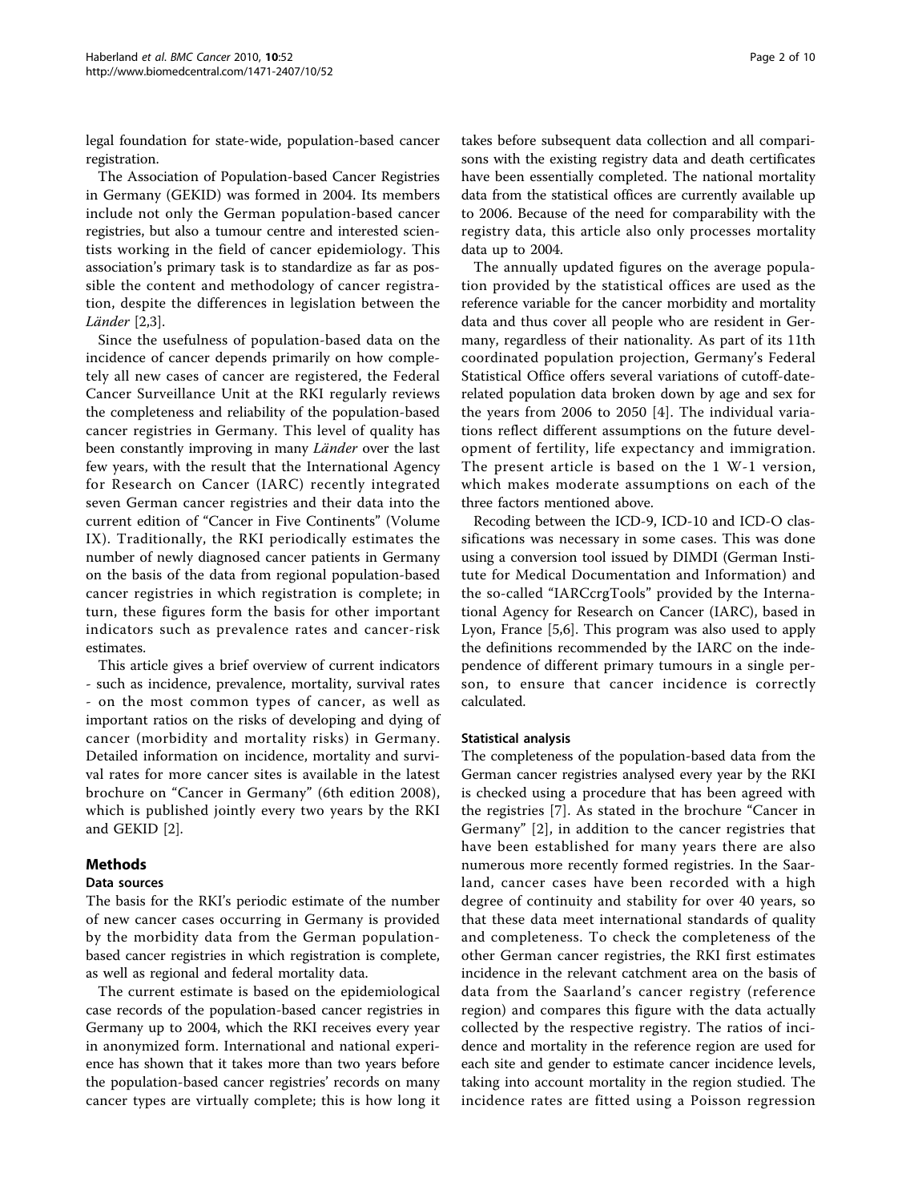legal foundation for state-wide, population-based cancer registration.

The Association of Population-based Cancer Registries in Germany (GEKID) was formed in 2004. Its members include not only the German population-based cancer registries, but also a tumour centre and interested scientists working in the field of cancer epidemiology. This association's primary task is to standardize as far as possible the content and methodology of cancer registration, despite the differences in legislation between the *Länder* [2,3].

Since the usefulness of population-based data on the incidence of cancer depends primarily on how completely all new cases of cancer are registered, the Federal Cancer Surveillance Unit at the RKI regularly reviews the completeness and reliability of the population-based cancer registries in Germany. This level of quality has been constantly improving in many *Länder* over the last few years, with the result that the International Agency for Research on Cancer (IARC) recently integrated seven German cancer registries and their data into the current edition of "Cancer in Five Continents" (Volume IX). Traditionally, the RKI periodically estimates the number of newly diagnosed cancer patients in Germany on the basis of the data from regional population-based cancer registries in which registration is complete; in turn, these figures form the basis for other important indicators such as prevalence rates and cancer-risk estimates.

This article gives a brief overview of current indicators - such as incidence, prevalence, mortality, survival rates - on the most common types of cancer, as well as important ratios on the risks of developing and dying of cancer (morbidity and mortality risks) in Germany. Detailed information on incidence, mortality and survival rates for more cancer sites is available in the latest brochure on "Cancer in Germany" (6th edition 2008), which is published jointly every two years by the RKI and GEKID [2].

## Methods

### Data sources

The basis for the RKI's periodic estimate of the number of new cancer cases occurring in Germany is provided by the morbidity data from the German population-based cancer registries in which registration is complete, as well as regional and federal mortality data.

The current estimate is based on the epidemiological case records of the population-based cancer registries in Germany up to 2004, which the RKI receives every year in anonymized form. International and national experience has shown that it takes more than two years before the population-based cancer registries' records on many cancer types are virtually complete; this is how long it takes before subsequent data collection and all comparisons with the existing registry data and death certificates have been essentially completed. The national mortality data from the statistical offices are currently available up to 2006. Because of the need for comparability with the registry data, this article also only processes mortality data up to 2004.

The annually updated figures on the average population provided by the statistical offices are used as the reference variable for the cancer morbidity and mortality data and thus cover all people who are resident in Germany, regardless of their nationality. As part of its 11th coordinated population projection, Germany's Federal Statistical Office offers several variations of cutoff-date-related population data broken down by age and sex for the years from 2006 to 2050 [4]. The individual variations reflect different assumptions on the future development of fertility, life expectancy and immigration. The present article is based on the 1 W-1 version, which makes moderate assumptions on each of the three factors mentioned above.

Recoding between the ICD-9, ICD-10 and ICD-O classifications was necessary in some cases. This was done using a conversion tool issued by DIMDI (German Institute for Medical Documentation and Information) and the so-called "IARCcrgTools" provided by the International Agency for Research on Cancer (IARC), based in Lyon, France [5,6]. This program was also used to apply the definitions recommended by the IARC on the independence of different primary tumours in a single person, to ensure that cancer incidence is correctly calculated.

### Statistical analysis

The completeness of the population-based data from the German cancer registries analysed every year by the RKI is checked using a procedure that has been agreed with the registries [7]. As stated in the brochure "Cancer in Germany" [2], in addition to the cancer registries that have been established for many years there are also numerous more recently formed registries. In the Saarland, cancer cases have been recorded with a high degree of continuity and stability for over 40 years, so that these data meet international standards of quality and completeness. To check the completeness of the other German cancer registries, the RKI first estimates incidence in the relevant catchment area on the basis of data from the Saarland's cancer registry (reference region) and compares this figure with the data actually collected by the respective registry. The ratios of incidence and mortality in the reference region are used for each site and gender to estimate cancer incidence levels, taking into account mortality in the region studied. The incidence rates are fitted using a Poisson regression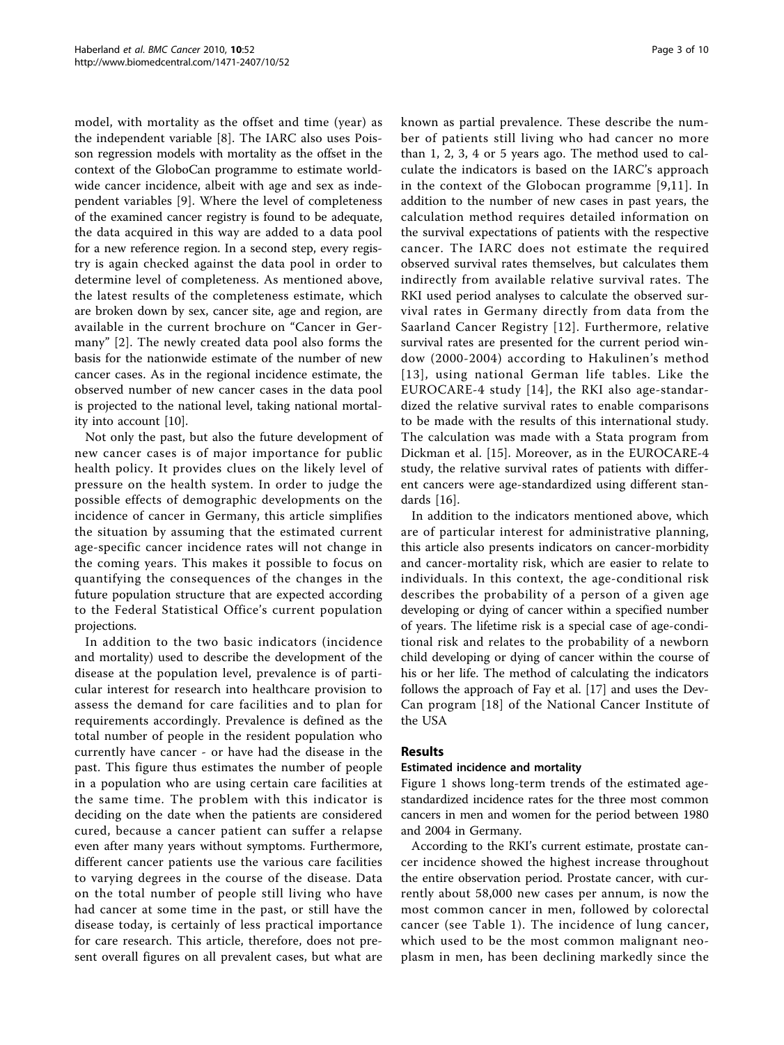model, with mortality as the offset and time (year) as the independent variable [8]. The IARC also uses Poisson regression models with mortality as the offset in the context of the GloboCan programme to estimate worldwide cancer incidence, albeit with age and sex as independent variables [9]. Where the level of completeness of the examined cancer registry is found to be adequate, the data acquired in this way are added to a data pool for a new reference region. In a second step, every registry is again checked against the data pool in order to determine level of completeness. As mentioned above, the latest results of the completeness estimate, which are broken down by sex, cancer site, age and region, are available in the current brochure on "Cancer in Germany" [2]. The newly created data pool also forms the basis for the nationwide estimate of the number of new cancer cases. As in the regional incidence estimate, the observed number of new cancer cases in the data pool is projected to the national level, taking national mortality into account [10].

Not only the past, but also the future development of new cancer cases is of major importance for public health policy. It provides clues on the likely level of pressure on the health system. In order to judge the possible effects of demographic developments on the incidence of cancer in Germany, this article simplifies the situation by assuming that the estimated current age-specific cancer incidence rates will not change in the coming years. This makes it possible to focus on quantifying the consequences of the changes in the future population structure that are expected according to the Federal Statistical Office's current population projections.

In addition to the two basic indicators (incidence and mortality) used to describe the development of the disease at the population level, prevalence is of particular interest for research into healthcare provision to assess the demand for care facilities and to plan for requirements accordingly. Prevalence is defined as the total number of people in the resident population who currently have cancer - or have had the disease in the past. This figure thus estimates the number of people in a population who are using certain care facilities at the same time. The problem with this indicator is deciding on the date when the patients are considered cured, because a cancer patient can suffer a relapse even after many years without symptoms. Furthermore, different cancer patients use the various care facilities to varying degrees in the course of the disease. Data on the total number of people still living who have had cancer at some time in the past, or still have the disease today, is certainly of less practical importance for care research. This article, therefore, does not present overall figures on all prevalent cases, but what are known as partial prevalence. These describe the number of patients still living who had cancer no more than 1, 2, 3, 4 or 5 years ago. The method used to calculate the indicators is based on the IARC's approach in the context of the Globocan programme [9,11]. In addition to the number of new cases in past years, the calculation method requires detailed information on the survival expectations of patients with the respective cancer. The IARC does not estimate the required observed survival rates themselves, but calculates them indirectly from available relative survival rates. The RKI used period analyses to calculate the observed survival rates in Germany directly from data from the Saarland Cancer Registry [12]. Furthermore, relative survival rates are presented for the current period window (2000-2004) according to Hakulinen's method [13], using national German life tables. Like the EUROCARE-4 study [14], the RKI also age-standardized the relative survival rates to enable comparisons to be made with the results of this international study. The calculation was made with a Stata program from Dickman et al. [15]. Moreover, as in the EUROCARE-4 study, the relative survival rates of patients with different cancers were age-standardized using different standards [16].

In addition to the indicators mentioned above, which are of particular interest for administrative planning, this article also presents indicators on cancer-morbidity and cancer-mortality risk, which are easier to relate to individuals. In this context, the age-conditional risk describes the probability of a person of a given age developing or dying of cancer within a specified number of years. The lifetime risk is a special case of age-conditional risk and relates to the probability of a newborn child developing or dying of cancer within the course of his or her life. The method of calculating the indicators follows the approach of Fay et al. [17] and uses the Dev-Can program [18] of the National Cancer Institute of the USA

## Results

### Estimated incidence and mortality

Figure 1 shows long-term trends of the estimated age-standardized incidence rates for the three most common cancers in men and women for the period between 1980 and 2004 in Germany.

According to the RKI's current estimate, prostate cancer incidence showed the highest increase throughout the entire observation period. Prostate cancer, with currently about 58,000 new cases per annum, is now the most common cancer in men, followed by colorectal cancer (see Table 1). The incidence of lung cancer, which used to be the most common malignant neoplasm in men, has been declining markedly since the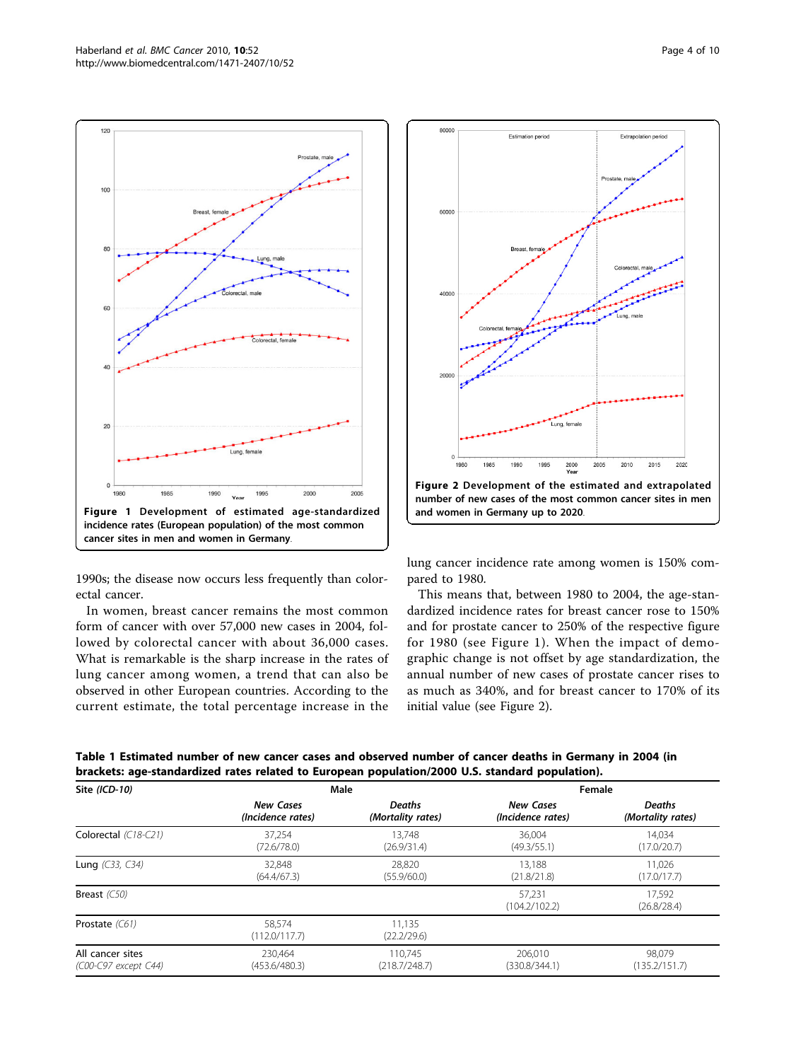Figure 1 Development of estimated age-standardized incidence rates (European population) of the most common cancer sites in men and women in Germany.

Figure 2 Development of the estimated and extrapolated number of new cases of the most common cancer sites in men and women in Germany up to 2020.

1990s; the disease now occurs less frequently than colorectal cancer.

In women, breast cancer remains the most common form of cancer with over 57,000 new cases in 2004, followed by colorectal cancer with about 36,000 cases. What is remarkable is the sharp increase in the rates of lung cancer among women, a trend that can also be observed in other European countries. According to the current estimate, the total percentage increase in the lung cancer incidence rate among women is 150% compared to 1980.

This means that, between 1980 to 2004, the age-standardized incidence rates for breast cancer rose to 150% and for prostate cancer to 250% of the respective figure for 1980 (see Figure 1). When the impact of demographic change is not offset by age standardization, the annual number of new cases of prostate cancer rises to as much as 340%, and for breast cancer to 170% of its initial value (see Figure 2).

**Table 1 Estimated number of new cancer cases and observed number of cancer deaths in Germany in 2004 (in brackets: age-standardized rates related to European population/2000 U.S. standard population).**

| Site *(ICD-10)* | Male | | Female | |
|---|---|---|---|---|
| | *New Cases (Incidence rates)* | *Deaths (Mortality rates)* | *New Cases (Incidence rates)* | *Deaths (Mortality rates)* |
| Colorectal *(C18-C21)* | 37,254 (72.6/78.0) | 13,748 (26.9/31.4) | 36,004 (49.3/55.1) | 14,034 (17.0/20.7) |
| Lung *(C33, C34)* | 32,848 (64.4/67.3) | 28,820 (55.9/60.0) | 13,188 (21.8/21.8) | 11,026 (17.0/17.7) |
| Breast *(C50)* | | | 57,231 (104.2/102.2) | 17,592 (26.8/28.4) |
| Prostate *(C61)* | 58,574 (112.0/117.7) | 11,135 (22.2/29.6) | | |
| All cancer sites *(C00-C97 except C44)* | 230,464 (453.6/480.3) | 110,745 (218.7/248.7) | 206,010 (330.8/344.1) | 98,079 (135.2/151.7) |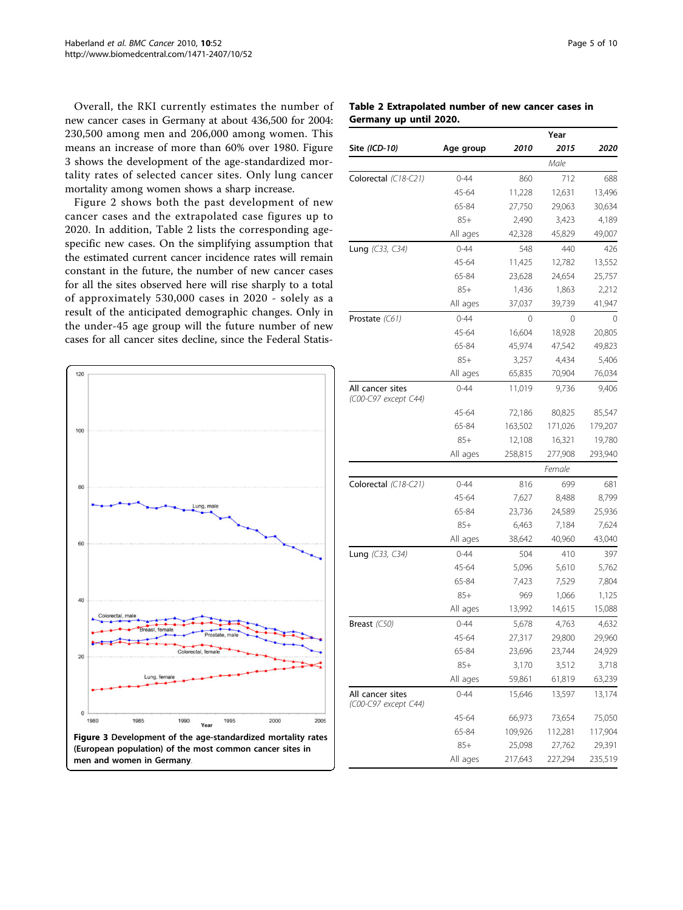Overall, the RKI currently estimates the number of new cancer cases in Germany at about 436,500 for 2004: 230,500 among men and 206,000 among women. This means an increase of more than 60% over 1980. Figure 3 shows the development of the age-standardized mortality rates of selected cancer sites. Only lung cancer mortality among women shows a sharp increase.

Figure 2 shows both the past development of new cancer cases and the extrapolated case figures up to 2020. In addition, Table 2 lists the corresponding age-specific new cases. On the simplifying assumption that the estimated current cancer incidence rates will remain constant in the future, the number of new cancer cases for all the sites observed here will rise sharply to a total of approximately 530,000 cases in 2020 - solely as a result of the anticipated demographic changes. Only in the under-45 age group will the future number of new cases for all cancer sites decline, since the Federal Statis-

**Figure 3 Development of the age-standardized mortality rates (European population) of the most common cancer sites in men and women in Germany**.

**Table 2 Extrapolated number of new cancer cases in Germany up until 2020.**

| Site *(ICD-10)* | Age group | Year 2010 | 2015 | 2020 |
|---|---|---|---|---|
| | | | *Male* | |
| Colorectal *(C18-C21)* | 0-44 | 860 | 712 | 688 |
| | 45-64 | 11,228 | 12,631 | 13,496 |
| | 65-84 | 27,750 | 29,063 | 30,634 |
| | 85+ | 2,490 | 3,423 | 4,189 |
| | All ages | 42,328 | 45,829 | 49,007 |
| Lung *(C33, C34)* | 0-44 | 548 | 440 | 426 |
| | 45-64 | 11,425 | 12,782 | 13,552 |
| | 65-84 | 23,628 | 24,654 | 25,757 |
| | 85+ | 1,436 | 1,863 | 2,212 |
| | All ages | 37,037 | 39,739 | 41,947 |
| Prostate *(C61)* | 0-44 | 0 | 0 | 0 |
| | 45-64 | 16,604 | 18,928 | 20,805 |
| | 65-84 | 45,974 | 47,542 | 49,823 |
| | 85+ | 3,257 | 4,434 | 5,406 |
| | All ages | 65,835 | 70,904 | 76,034 |
| All cancer sites *(C00-C97 except C44)* | 0-44 | 11,019 | 9,736 | 9,406 |
| | 45-64 | 72,186 | 80,825 | 85,547 |
| | 65-84 | 163,502 | 171,026 | 179,207 |
| | 85+ | 12,108 | 16,321 | 19,780 |
| | All ages | 258,815 | 277,908 | 293,940 |
| | | | *Female* | |
| Colorectal *(C18-C21)* | 0-44 | 816 | 699 | 681 |
| | 45-64 | 7,627 | 8,488 | 8,799 |
| | 65-84 | 23,736 | 24,589 | 25,936 |
| | 85+ | 6,463 | 7,184 | 7,624 |
| | All ages | 38,642 | 40,960 | 43,040 |
| Lung *(C33, C34)* | 0-44 | 504 | 410 | 397 |
| | 45-64 | 5,096 | 5,610 | 5,762 |
| | 65-84 | 7,423 | 7,529 | 7,804 |
| | 85+ | 969 | 1,066 | 1,125 |
| | All ages | 13,992 | 14,615 | 15,088 |
| Breast *(C50)* | 0-44 | 5,678 | 4,763 | 4,632 |
| | 45-64 | 27,317 | 29,800 | 29,960 |
| | 65-84 | 23,696 | 23,744 | 24,929 |
| | 85+ | 3,170 | 3,512 | 3,718 |
| | All ages | 59,861 | 61,819 | 63,239 |
| All cancer sites *(C00-C97 except C44)* | 0-44 | 15,646 | 13,597 | 13,174 |
| | 45-64 | 66,973 | 73,654 | 75,050 |
| | 65-84 | 109,926 | 112,281 | 117,904 |
| | 85+ | 25,098 | 27,762 | 29,391 |
| | All ages | 217,643 | 227,294 | 235,519 |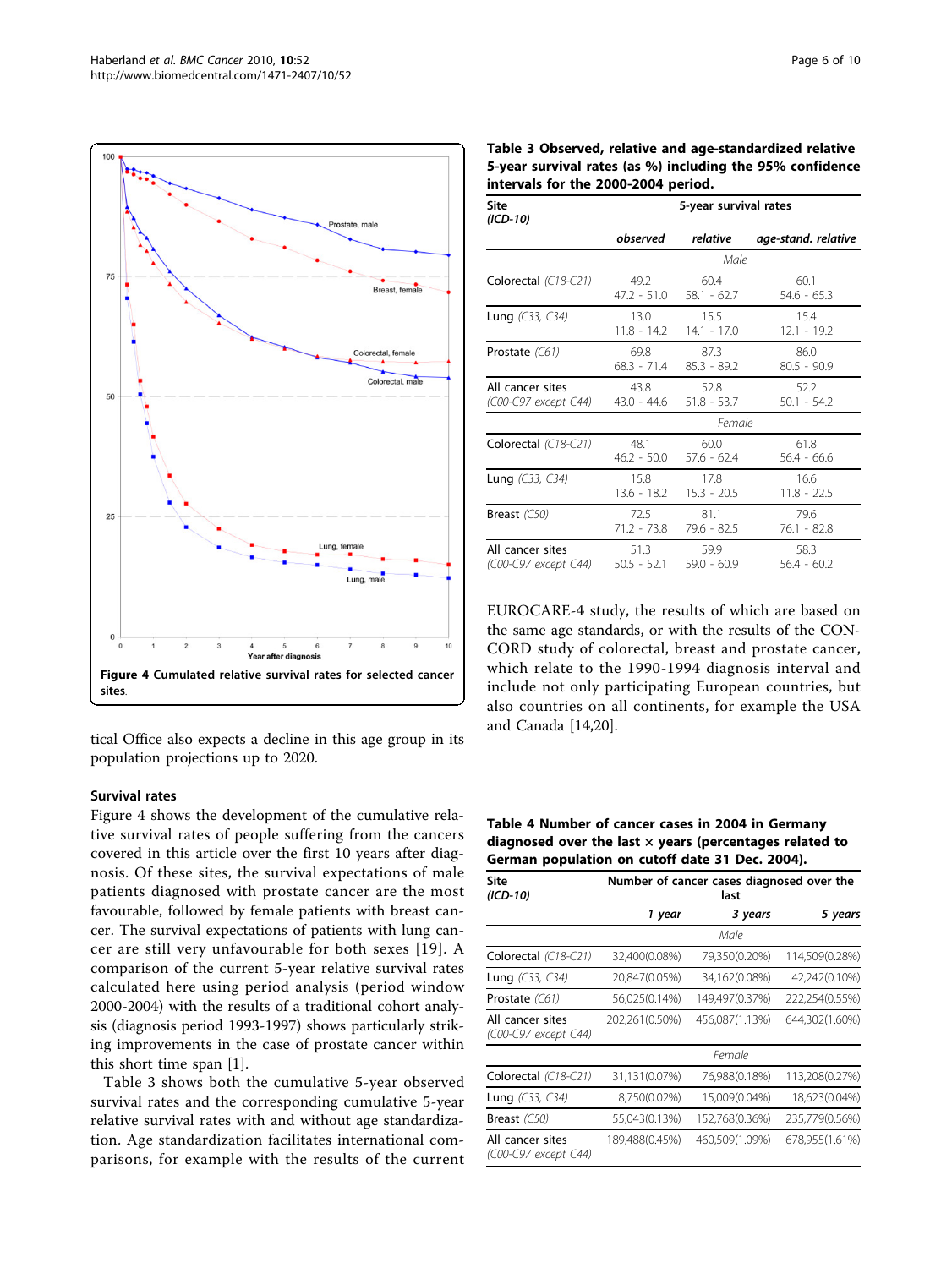Figure 4 Cumulated relative survival rates for selected cancer sites.

tical Office also expects a decline in this age group in its population projections up to 2020.

### Survival rates

Figure 4 shows the development of the cumulative relative survival rates of people suffering from the cancers covered in this article over the first 10 years after diagnosis. Of these sites, the survival expectations of male patients diagnosed with prostate cancer are the most favourable, followed by female patients with breast cancer. The survival expectations of patients with lung cancer are still very unfavourable for both sexes [19]. A comparison of the current 5-year relative survival rates calculated here using period analysis (period window 2000-2004) with the results of a traditional cohort analysis (diagnosis period 1993-1997) shows particularly striking improvements in the case of prostate cancer within this short time span [1].

Table 3 shows both the cumulative 5-year observed survival rates and the corresponding cumulative 5-year relative survival rates with and without age standardization. Age standardization facilitates international comparisons, for example with the results of the current EUROCARE-4 study, the results of which are based on the same age standards, or with the results of the CONCORD study of colorectal, breast and prostate cancer, which relate to the 1990-1994 diagnosis interval and include not only participating European countries, but also countries on all continents, for example the USA and Canada [14,20].

**Table 3 Observed, relative and age-standardized relative 5-year survival rates (as %) including the 95% confidence intervals for the 2000-2004 period.**

| Site *(ICD-10)* | 5-year survival rates | | |
|---|---|---|---|
| | *observed* | *relative* | *age-stand. relative* |
| | | *Male* | |
| Colorectal *(C18-C21)* | 49.2<br>47.2 - 51.0 | 60.4<br>58.1 - 62.7 | 60.1<br>54.6 - 65.3 |
| Lung *(C33, C34)* | 13.0<br>11.8 - 14.2 | 15.5<br>14.1 - 17.0 | 15.4<br>12.1 - 19.2 |
| Prostate *(C61)* | 69.8<br>68.3 - 71.4 | 87.3<br>85.3 - 89.2 | 86.0<br>80.5 - 90.9 |
| All cancer sites *(C00-C97 except C44)* | 43.8<br>43.0 - 44.6 | 52.8<br>51.8 - 53.7 | 52.2<br>50.1 - 54.2 |
| | | *Female* | |
| Colorectal *(C18-C21)* | 48.1<br>46.2 - 50.0 | 60.0<br>57.6 - 62.4 | 61.8<br>56.4 - 66.6 |
| Lung *(C33, C34)* | 15.8<br>13.6 - 18.2 | 17.8<br>15.3 - 20.5 | 16.6<br>11.8 - 22.5 |
| Breast *(C50)* | 72.5<br>71.2 - 73.8 | 81.1<br>79.6 - 82.5 | 79.6<br>76.1 - 82.8 |
| All cancer sites *(C00-C97 except C44)* | 51.3<br>50.5 - 52.1 | 59.9<br>59.0 - 60.9 | 58.3<br>56.4 - 60.2 |

**Table 4 Number of cancer cases in 2004 in Germany diagnosed over the last × years (percentages related to German population on cutoff date 31 Dec. 2004).**

| Site *(ICD-10)* | Number of cancer cases diagnosed over the last | | |
|---|---|---|---|
| | *1 year* | *3 years* | *5 years* |
| | | *Male* | |
| Colorectal *(C18-C21)* | 32,400(0.08%) | 79,350(0.20%) | 114,509(0.28%) |
| Lung *(C33, C34)* | 20,847(0.05%) | 34,162(0.08%) | 42,242(0.10%) |
| Prostate *(C61)* | 56,025(0.14%) | 149,497(0.37%) | 222,254(0.55%) |
| All cancer sites *(C00-C97 except C44)* | 202,261(0.50%) | 456,087(1.13%) | 644,302(1.60%) |
| | | *Female* | |
| Colorectal *(C18-C21)* | 31,131(0.07%) | 76,988(0.18%) | 113,208(0.27%) |
| Lung *(C33, C34)* | 8,750(0.02%) | 15,009(0.04%) | 18,623(0.04%) |
| Breast *(C50)* | 55,043(0.13%) | 152,768(0.36%) | 235,779(0.56%) |
| All cancer sites *(C00-C97 except C44)* | 189,488(0.45%) | 460,509(1.09%) | 678,955(1.61%) |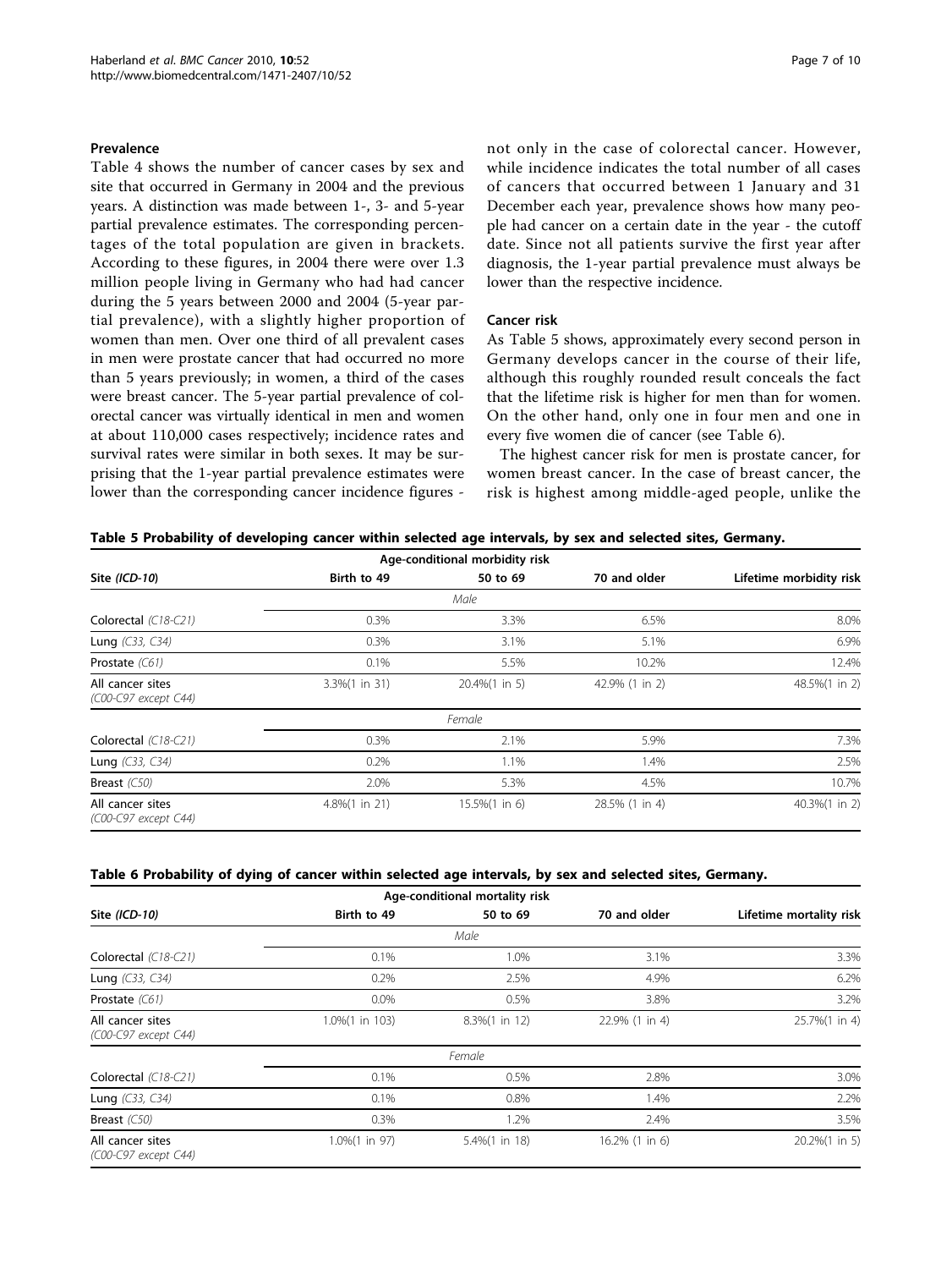### Prevalence

Table 4 shows the number of cancer cases by sex and site that occurred in Germany in 2004 and the previous years. A distinction was made between 1-, 3- and 5-year partial prevalence estimates. The corresponding percentages of the total population are given in brackets. According to these figures, in 2004 there were over 1.3 million people living in Germany who had had cancer during the 5 years between 2000 and 2004 (5-year partial prevalence), with a slightly higher proportion of women than men. Over one third of all prevalent cases in men were prostate cancer that had occurred no more than 5 years previously; in women, a third of the cases were breast cancer. The 5-year partial prevalence of colorectal cancer was virtually identical in men and women at about 110,000 cases respectively; incidence rates and survival rates were similar in both sexes. It may be surprising that the 1-year partial prevalence estimates were lower than the corresponding cancer incidence figures - not only in the case of colorectal cancer. However, while incidence indicates the total number of all cases of cancers that occurred between 1 January and 31 December each year, prevalence shows how many people had cancer on a certain date in the year - the cutoff date. Since not all patients survive the first year after diagnosis, the 1-year partial prevalence must always be lower than the respective incidence.

### Cancer risk

As Table 5 shows, approximately every second person in Germany develops cancer in the course of their life, although this roughly rounded result conceals the fact that the lifetime risk is higher for men than for women. On the other hand, only one in four men and one in every five women die of cancer (see Table 6).

The highest cancer risk for men is prostate cancer, for women breast cancer. In the case of breast cancer, the risk is highest among middle-aged people, unlike the

**Table 5 Probability of developing cancer within selected age intervals, by sex and selected sites, Germany.**

| | Age-conditional morbidity risk | | | |
|---|---|---|---|---|
| **Site** *(ICD-10)* | **Birth to 49** | **50 to 69** | **70 and older** | **Lifetime morbidity risk** |
| | | *Male* | | |
| Colorectal *(C18-C21)* | 0.3% | 3.3% | 6.5% | 8.0% |
| Lung *(C33, C34)* | 0.3% | 3.1% | 5.1% | 6.9% |
| Prostate *(C61)* | 0.1% | 5.5% | 10.2% | 12.4% |
| All cancer sites *(C00-C97 except C44)* | 3.3%(1 in 31) | 20.4%(1 in 5) | 42.9% (1 in 2) | 48.5%(1 in 2) |
| | | *Female* | | |
| Colorectal *(C18-C21)* | 0.3% | 2.1% | 5.9% | 7.3% |
| Lung *(C33, C34)* | 0.2% | 1.1% | 1.4% | 2.5% |
| Breast *(C50)* | 2.0% | 5.3% | 4.5% | 10.7% |
| All cancer sites *(C00-C97 except C44)* | 4.8%(1 in 21) | 15.5%(1 in 6) | 28.5% (1 in 4) | 40.3%(1 in 2) |

**Table 6 Probability of dying of cancer within selected age intervals, by sex and selected sites, Germany.**

| | Age-conditional mortality risk | | | |
|---|---|---|---|---|
| **Site** *(ICD-10)* | **Birth to 49** | **50 to 69** | **70 and older** | **Lifetime mortality risk** |
| | | *Male* | | |
| Colorectal *(C18-C21)* | 0.1% | 1.0% | 3.1% | 3.3% |
| Lung *(C33, C34)* | 0.2% | 2.5% | 4.9% | 6.2% |
| Prostate *(C61)* | 0.0% | 0.5% | 3.8% | 3.2% |
| All cancer sites *(C00-C97 except C44)* | 1.0%(1 in 103) | 8.3%(1 in 12) | 22.9% (1 in 4) | 25.7%(1 in 4) |
| | | *Female* | | |
| Colorectal *(C18-C21)* | 0.1% | 0.5% | 2.8% | 3.0% |
| Lung *(C33, C34)* | 0.1% | 0.8% | 1.4% | 2.2% |
| Breast *(C50)* | 0.3% | 1.2% | 2.4% | 3.5% |
| All cancer sites *(C00-C97 except C44)* | 1.0%(1 in 97) | 5.4%(1 in 18) | 16.2% (1 in 6) | 20.2%(1 in 5) |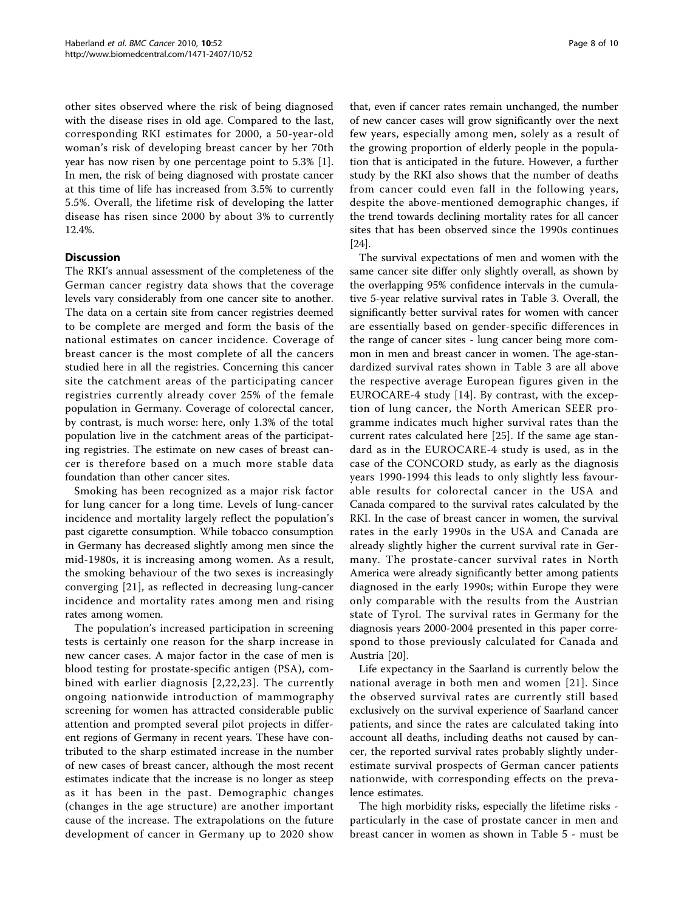other sites observed where the risk of being diagnosed with the disease rises in old age. Compared to the last, corresponding RKI estimates for 2000, a 50-year-old woman's risk of developing breast cancer by her 70th year has now risen by one percentage point to 5.3% [1]. In men, the risk of being diagnosed with prostate cancer at this time of life has increased from 3.5% to currently 5.5%. Overall, the lifetime risk of developing the latter disease has risen since 2000 by about 3% to currently 12.4%.

## Discussion

The RKI's annual assessment of the completeness of the German cancer registry data shows that the coverage levels vary considerably from one cancer site to another. The data on a certain site from cancer registries deemed to be complete are merged and form the basis of the national estimates on cancer incidence. Coverage of breast cancer is the most complete of all the cancers studied here in all the registries. Concerning this cancer site the catchment areas of the participating cancer registries currently already cover 25% of the female population in Germany. Coverage of colorectal cancer, by contrast, is much worse: here, only 1.3% of the total population live in the catchment areas of the participating registries. The estimate on new cases of breast cancer is therefore based on a much more stable data foundation than other cancer sites.

Smoking has been recognized as a major risk factor for lung cancer for a long time. Levels of lung-cancer incidence and mortality largely reflect the population's past cigarette consumption. While tobacco consumption in Germany has decreased slightly among men since the mid-1980s, it is increasing among women. As a result, the smoking behaviour of the two sexes is increasingly converging [21], as reflected in decreasing lung-cancer incidence and mortality rates among men and rising rates among women.

The population's increased participation in screening tests is certainly one reason for the sharp increase in new cancer cases. A major factor in the case of men is blood testing for prostate-specific antigen (PSA), combined with earlier diagnosis [2,22,23]. The currently ongoing nationwide introduction of mammography screening for women has attracted considerable public attention and prompted several pilot projects in different regions of Germany in recent years. These have contributed to the sharp estimated increase in the number of new cases of breast cancer, although the most recent estimates indicate that the increase is no longer as steep as it has been in the past. Demographic changes (changes in the age structure) are another important cause of the increase. The extrapolations on the future development of cancer in Germany up to 2020 show that, even if cancer rates remain unchanged, the number of new cancer cases will grow significantly over the next few years, especially among men, solely as a result of the growing proportion of elderly people in the population that is anticipated in the future. However, a further study by the RKI also shows that the number of deaths from cancer could even fall in the following years, despite the above-mentioned demographic changes, if the trend towards declining mortality rates for all cancer sites that has been observed since the 1990s continues [24].

The survival expectations of men and women with the same cancer site differ only slightly overall, as shown by the overlapping 95% confidence intervals in the cumulative 5-year relative survival rates in Table 3. Overall, the significantly better survival rates for women with cancer are essentially based on gender-specific differences in the range of cancer sites - lung cancer being more common in men and breast cancer in women. The age-standardized survival rates shown in Table 3 are all above the respective average European figures given in the EUROCARE-4 study [14]. By contrast, with the exception of lung cancer, the North American SEER programme indicates much higher survival rates than the current rates calculated here [25]. If the same age standard as in the EUROCARE-4 study is used, as in the case of the CONCORD study, as early as the diagnosis years 1990-1994 this leads to only slightly less favourable results for colorectal cancer in the USA and Canada compared to the survival rates calculated by the RKI. In the case of breast cancer in women, the survival rates in the early 1990s in the USA and Canada are already slightly higher the current survival rate in Germany. The prostate-cancer survival rates in North America were already significantly better among patients diagnosed in the early 1990s; within Europe they were only comparable with the results from the Austrian state of Tyrol. The survival rates in Germany for the diagnosis years 2000-2004 presented in this paper correspond to those previously calculated for Canada and Austria [20].

Life expectancy in the Saarland is currently below the national average in both men and women [21]. Since the observed survival rates are currently still based exclusively on the survival experience of Saarland cancer patients, and since the rates are calculated taking into account all deaths, including deaths not caused by cancer, the reported survival rates probably slightly underestimate survival prospects of German cancer patients nationwide, with corresponding effects on the prevalence estimates.

The high morbidity risks, especially the lifetime risks - particularly in the case of prostate cancer in men and breast cancer in women as shown in Table 5 - must be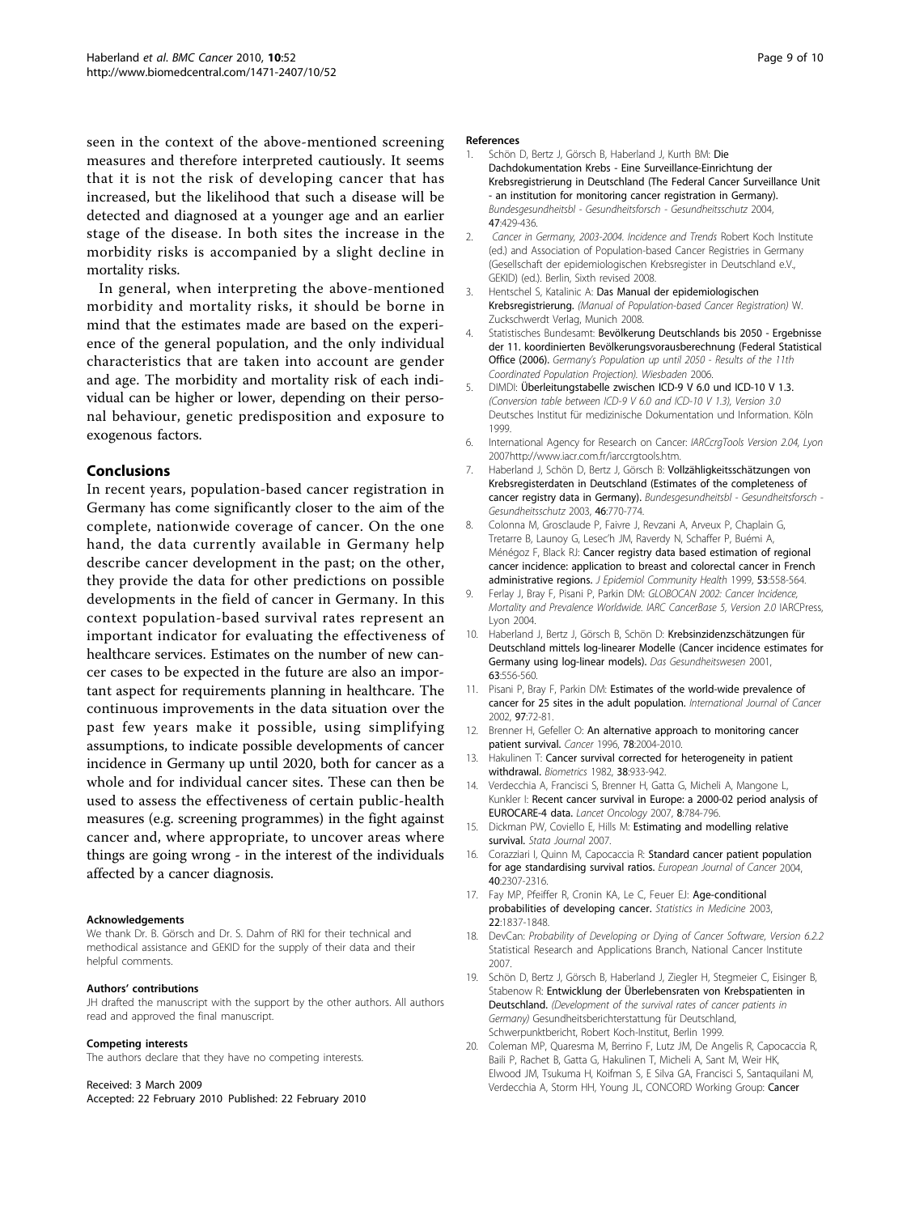seen in the context of the above-mentioned screening measures and therefore interpreted cautiously. It seems that it is not the risk of developing cancer that has increased, but the likelihood that such a disease will be detected and diagnosed at a younger age and an earlier stage of the disease. In both sites the increase in the morbidity risks is accompanied by a slight decline in mortality risks.

In general, when interpreting the above-mentioned morbidity and mortality risks, it should be borne in mind that the estimates made are based on the experience of the general population, and the only individual characteristics that are taken into account are gender and age. The morbidity and mortality risk of each individual can be higher or lower, depending on their personal behaviour, genetic predisposition and exposure to exogenous factors.

## Conclusions

In recent years, population-based cancer registration in Germany has come significantly closer to the aim of the complete, nationwide coverage of cancer. On the one hand, the data currently available in Germany help describe cancer development in the past; on the other, they provide the data for other predictions on possible developments in the field of cancer in Germany. In this context population-based survival rates represent an important indicator for evaluating the effectiveness of healthcare services. Estimates on the number of new cancer cases to be expected in the future are also an important aspect for requirements planning in healthcare. The continuous improvements in the data situation over the past few years make it possible, using simplifying assumptions, to indicate possible developments of cancer incidence in Germany up until 2020, both for cancer as a whole and for individual cancer sites. These can then be used to assess the effectiveness of certain public-health measures (e.g. screening programmes) in the fight against cancer and, where appropriate, to uncover areas where things are going wrong - in the interest of the individuals affected by a cancer diagnosis.

#### Acknowledgements

We thank Dr. B. Görsch and Dr. S. Dahm of RKI for their technical and methodical assistance and GEKID for the supply of their data and their helpful comments.

#### Authors' contributions

JH drafted the manuscript with the support by the other authors. All authors read and approved the final manuscript.

#### Competing interests

The authors declare that they have no competing interests.

Received: 3 March 2009
Accepted: 22 February 2010 Published: 22 February 2010

#### References

1. Schön D, Bertz J, Görsch B, Haberland J, Kurth BM: **Die Dachdokumentation Krebs - Eine Surveillance-Einrichtung der Krebsregistrierung in Deutschland (The Federal Cancer Surveillance Unit - an institution for monitoring cancer registration in Germany).** *Bundesgesundheitsbl - Gesundheitsforsch - Gesundheitsschutz* 2004, **47**:429-436.
2. *Cancer in Germany, 2003-2004. Incidence and Trends* Robert Koch Institute (ed.) and Association of Population-based Cancer Registries in Germany (Gesellschaft der epidemiologischen Krebsregister in Deutschland e.V., GEKID) (ed.). Berlin, Sixth revised 2008.
3. Hentschel S, Katalinic A: **Das Manual der epidemiologischen Krebsregistrierung.** *(Manual of Population-based Cancer Registration)* W. Zuckschwerdt Verlag, Munich 2008.
4. Statistisches Bundesamt: **Bevölkerung Deutschlands bis 2050 - Ergebnisse der 11. koordinierten Bevölkerungsvorausberechnung (Federal Statistical Office (2006).** *Germany's Population up until 2050 - Results of the 11th Coordinated Population Projection). Wiesbaden* 2006.
5. DIMDI: **Überleitungstabelle zwischen ICD-9 V 6.0 und ICD-10 V 1.3.** *(Conversion table between ICD-9 V 6.0 and ICD-10 V 1.3), Version 3.0* Deutsches Institut für medizinische Dokumentation und Information. Köln 1999.
6. International Agency for Research on Cancer: *IARCcrgTools Version 2.04, Lyon* 2007http://www.iacr.com.fr/iarccrgtools.htm.
7. Haberland J, Schön D, Bertz J, Görsch B: **Vollzähligkeitsschätzungen von Krebsregisterdaten in Deutschland (Estimates of the completeness of cancer registry data in Germany).** *Bundesgesundheitsbl - Gesundheitsforsch - Gesundheitsschutz* 2003, **46**:770-774.
8. Colonna M, Grosclaude P, Faivre J, Revzani A, Arveux P, Chaplain G, Tretarre B, Launoy G, Lesec'h JM, Raverdy N, Schaffer P, Buémi A, Ménégoz F, Black RJ: **Cancer registry data based estimation of regional cancer incidence: application to breast and colorectal cancer in French administrative regions.** *J Epidemiol Community Health* 1999, **53**:558-564.
9. Ferlay J, Bray F, Pisani P, Parkin DM: *GLOBOCAN 2002: Cancer Incidence, Mortality and Prevalence Worldwide. IARC CancerBase 5, Version 2.0* IARCPress, Lyon 2004.
10. Haberland J, Bertz J, Görsch B, Schön D: **Krebsinzidenzschätzungen für Deutschland mittels log-linearer Modelle (Cancer incidence estimates for Germany using log-linear models).** *Das Gesundheitswesen* 2001, **63**:556-560.
11. Pisani P, Bray F, Parkin DM: **Estimates of the world-wide prevalence of cancer for 25 sites in the adult population.** *International Journal of Cancer* 2002, **97**:72-81.
12. Brenner H, Gefeller O: **An alternative approach to monitoring cancer patient survival.** *Cancer* 1996, **78**:2004-2010.
13. Hakulinen T: **Cancer survival corrected for heterogeneity in patient withdrawal.** *Biometrics* 1982, **38**:933-942.
14. Verdecchia A, Francisci S, Brenner H, Gatta G, Micheli A, Mangone L, Kunkler I: **Recent cancer survival in Europe: a 2000-02 period analysis of EUROCARE-4 data.** *Lancet Oncology* 2007, **8**:784-796.
15. Dickman PW, Coviello E, Hills M: **Estimating and modelling relative survival.** *Stata Journal* 2007.
16. Corazziari I, Quinn M, Capocaccia R: **Standard cancer patient population for age standardising survival ratios.** *European Journal of Cancer* 2004, **40**:2307-2316.
17. Fay MP, Pfeiffer R, Cronin KA, Le C, Feuer EJ: **Age-conditional probabilities of developing cancer.** *Statistics in Medicine* 2003, **22**:1837-1848.
18. DevCan: *Probability of Developing or Dying of Cancer Software, Version 6.2.2* Statistical Research and Applications Branch, National Cancer Institute 2007.
19. Schön D, Bertz J, Görsch B, Haberland J, Ziegler H, Stegmeier C, Eisinger B, Stabenow R: **Entwicklung der Überlebensraten von Krebspatienten in Deutschland.** *(Development of the survival rates of cancer patients in Germany)* Gesundheitsberichterstattung für Deutschland, Schwerpunktbericht, Robert Koch-Institut, Berlin 1999.
20. Coleman MP, Quaresma M, Berrino F, Lutz JM, De Angelis R, Capocaccia R, Baili P, Rachet B, Gatta G, Hakulinen T, Micheli A, Sant M, Weir HK, Elwood JM, Tsukuma H, Koifman S, E Silva GA, Francisci S, Santaquilani M, Verdecchia A, Storm HH, Young JL, CONCORD Working Group: **Cancer**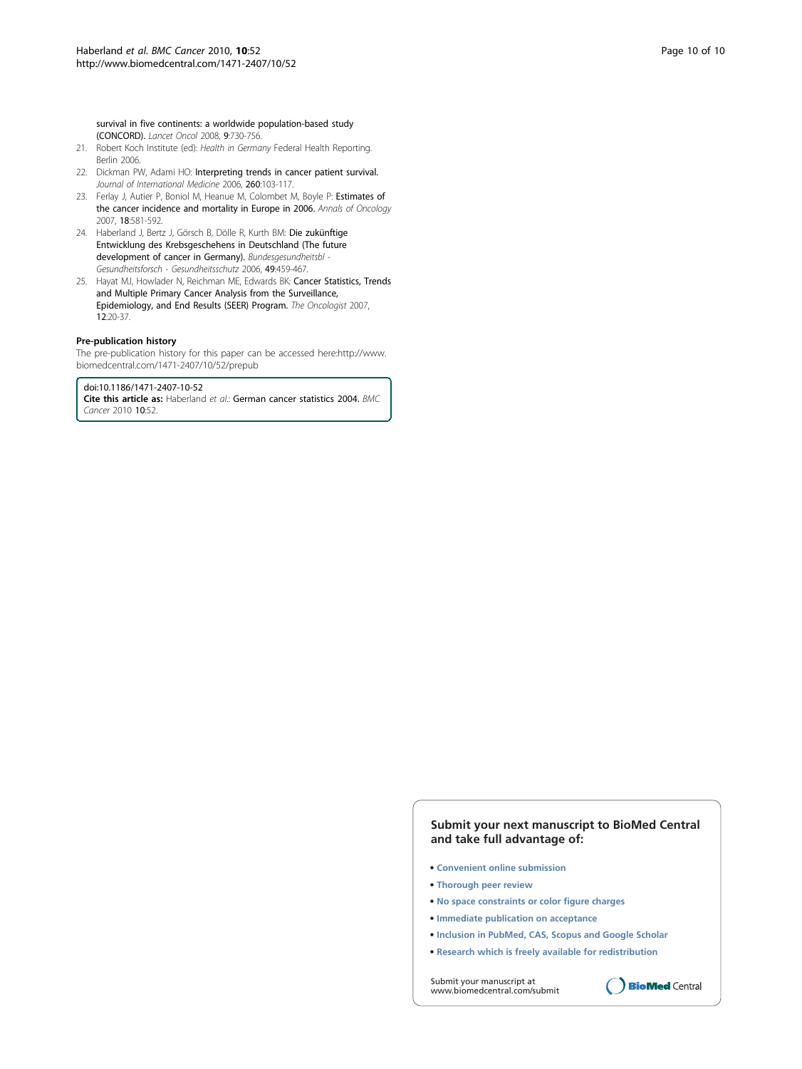survival in five continents: a worldwide population-based study (CONCORD). *Lancet Oncol* 2008, **9**:730-756.

21. Robert Koch Institute (ed): *Health in Germany* Federal Health Reporting. Berlin 2006.
22. Dickman PW, Adami HO: **Interpreting trends in cancer patient survival.** *Journal of International Medicine* 2006, **260**:103-117.
23. Ferlay J, Autier P, Boniol M, Heanue M, Colombet M, Boyle P: **Estimates of the cancer incidence and mortality in Europe in 2006.** *Annals of Oncology* 2007, **18**:581-592.
24. Haberland J, Bertz J, Görsch B, Dölle R, Kurth BM: **Die zukünftige Entwicklung des Krebsgeschehens in Deutschland (The future development of cancer in Germany).** *Bundesgesundheitsbl - Gesundheitsforsch - Gesundheitsschutz* 2006, **49**:459-467.
25. Hayat MJ, Howlader N, Reichman ME, Edwards BK: **Cancer Statistics, Trends and Multiple Primary Cancer Analysis from the Surveillance, Epidemiology, and End Results (SEER) Program.** *The Oncologist* 2007, **12**:20-37.

#### Pre-publication history

The pre-publication history for this paper can be accessed here:http://www.biomedcentral.com/1471-2407/10/52/prepub

doi:10.1186/1471-2407-10-52
**Cite this article as:** Haberland *et al.*: German cancer statistics 2004. *BMC Cancer* 2010 **10**:52.

**Submit your next manuscript to BioMed Central and take full advantage of:**

- **Convenient online submission**
- **Thorough peer review**
- **No space constraints or color figure charges**
- **Immediate publication on acceptance**
- **Inclusion in PubMed, CAS, Scopus and Google Scholar**
- **Research which is freely available for redistribution**

Submit your manuscript at
www.biomedcentral.com/submit

BioMed Central